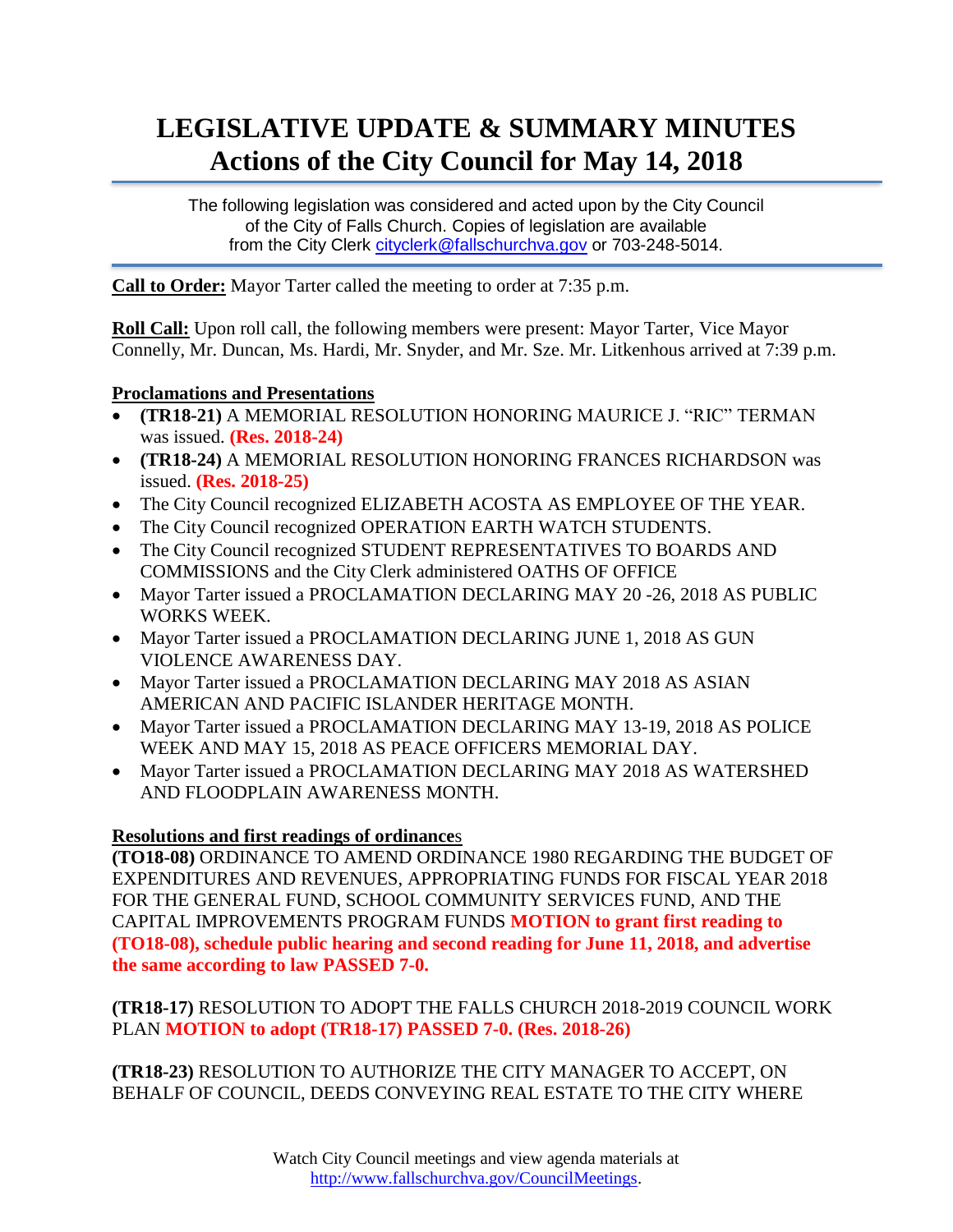# LEGISLATIVE UPDATE & SUMMARY MINUTES
## Actions of the City Council for May 14, 2018

The following legislation was considered and acted upon by the City Council of the City of Falls Church. Copies of legislation are available from the City Clerk cityclerk@fallschurchva.gov or 703-248-5014.

**Call to Order:** Mayor Tarter called the meeting to order at 7:35 p.m.

**Roll Call:** Upon roll call, the following members were present: Mayor Tarter, Vice Mayor Connelly, Mr. Duncan, Ms. Hardi, Mr. Snyder, and Mr. Sze. Mr. Litkenhous arrived at 7:39 p.m.

**Proclamations and Presentations**

- **(TR18-21)** A MEMORIAL RESOLUTION HONORING MAURICE J. "RIC" TERMAN was issued. **(Res. 2018-24)**
- **(TR18-24)** A MEMORIAL RESOLUTION HONORING FRANCES RICHARDSON was issued. **(Res. 2018-25)**
- The City Council recognized ELIZABETH ACOSTA AS EMPLOYEE OF THE YEAR.
- The City Council recognized OPERATION EARTH WATCH STUDENTS.
- The City Council recognized STUDENT REPRESENTATIVES TO BOARDS AND COMMISSIONS and the City Clerk administered OATHS OF OFFICE
- Mayor Tarter issued a PROCLAMATION DECLARING MAY 20 -26, 2018 AS PUBLIC WORKS WEEK.
- Mayor Tarter issued a PROCLAMATION DECLARING JUNE 1, 2018 AS GUN VIOLENCE AWARENESS DAY.
- Mayor Tarter issued a PROCLAMATION DECLARING MAY 2018 AS ASIAN AMERICAN AND PACIFIC ISLANDER HERITAGE MONTH.
- Mayor Tarter issued a PROCLAMATION DECLARING MAY 13-19, 2018 AS POLICE WEEK AND MAY 15, 2018 AS PEACE OFFICERS MEMORIAL DAY.
- Mayor Tarter issued a PROCLAMATION DECLARING MAY 2018 AS WATERSHED AND FLOODPLAIN AWARENESS MONTH.

**Resolutions and first readings of ordinances**

**(TO18-08)** ORDINANCE TO AMEND ORDINANCE 1980 REGARDING THE BUDGET OF EXPENDITURES AND REVENUES, APPROPRIATING FUNDS FOR FISCAL YEAR 2018 FOR THE GENERAL FUND, SCHOOL COMMUNITY SERVICES FUND, AND THE CAPITAL IMPROVEMENTS PROGRAM FUNDS **MOTION to grant first reading to (TO18-08), schedule public hearing and second reading for June 11, 2018, and advertise the same according to law PASSED 7-0.**

**(TR18-17)** RESOLUTION TO ADOPT THE FALLS CHURCH 2018-2019 COUNCIL WORK PLAN **MOTION to adopt (TR18-17) PASSED 7-0. (Res. 2018-26)**

**(TR18-23)** RESOLUTION TO AUTHORIZE THE CITY MANAGER TO ACCEPT, ON BEHALF OF COUNCIL, DEEDS CONVEYING REAL ESTATE TO THE CITY WHERE

Watch City Council meetings and view agenda materials at http://www.fallschurchva.gov/CouncilMeetings.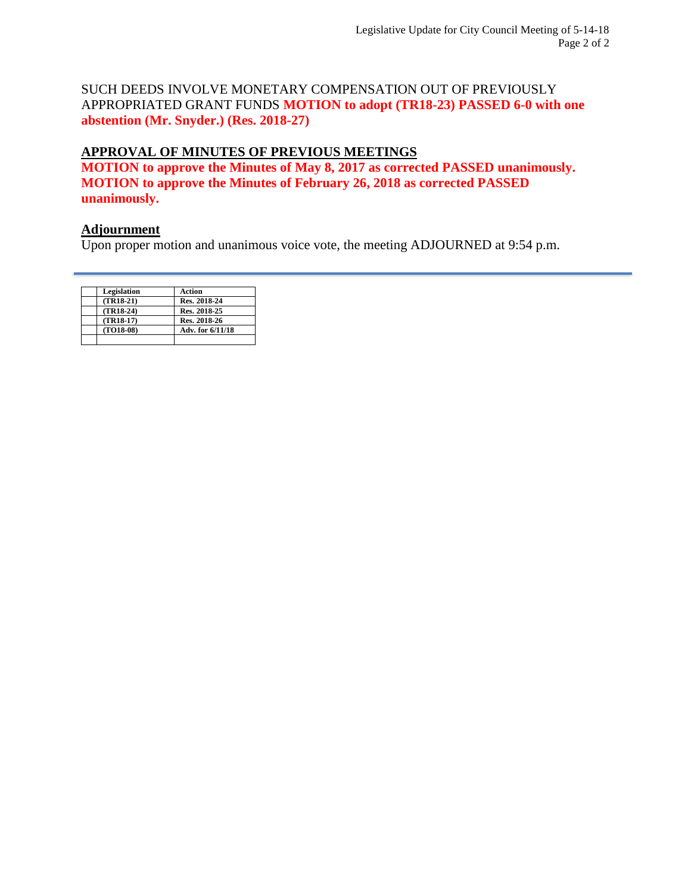SUCH DEEDS INVOLVE MONETARY COMPENSATION OUT OF PREVIOUSLY APPROPRIATED GRANT FUNDS **MOTION to adopt (TR18-23) PASSED 6-0 with one abstention (Mr. Snyder.) (Res. 2018-27)**

## APPROVAL OF MINUTES OF PREVIOUS MEETINGS

**MOTION to approve the Minutes of May 8, 2017 as corrected PASSED unanimously.**
**MOTION to approve the Minutes of February 26, 2018 as corrected PASSED unanimously.**

## Adjournment

Upon proper motion and unanimous voice vote, the meeting ADJOURNED at 9:54 p.m.

---

| | Legislation | Action |
|---|---|---|
| | (TR18-21) | Res. 2018-24 |
| | (TR18-24) | Res. 2018-25 |
| | (TR18-17) | Res. 2018-26 |
| | (TO18-08) | Adv. for 6/11/18 |
| | | |